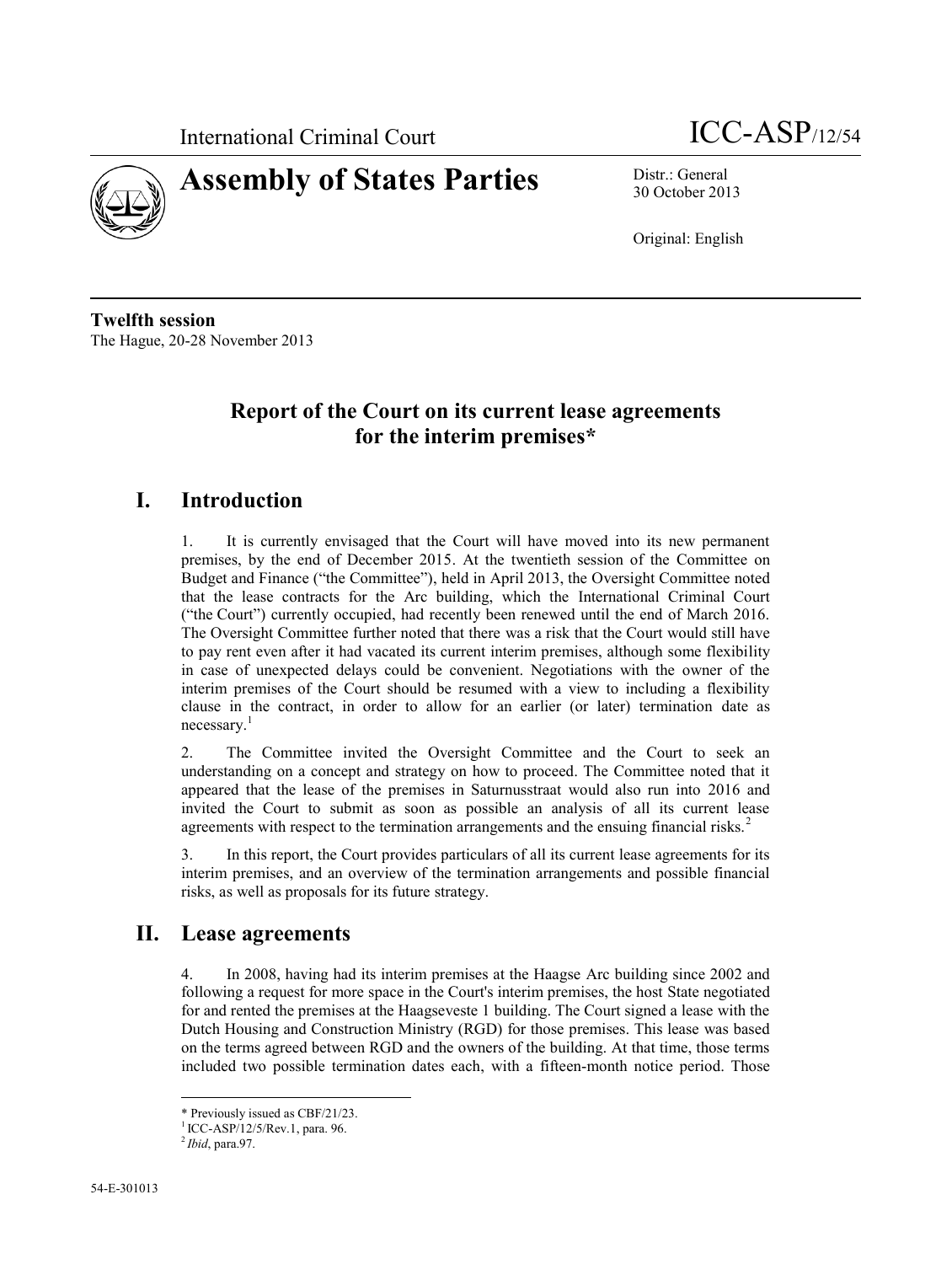International Criminal Court

ICC-ASP/12/54

# Assembly of States Parties

Distr.: General
30 October 2013

Original: English

**Twelfth session**
The Hague, 20-28 November 2013

## Report of the Court on its current lease agreements for the interim premises*

## I. Introduction

1. It is currently envisaged that the Court will have moved into its new permanent premises, by the end of December 2015. At the twentieth session of the Committee on Budget and Finance ("the Committee"), held in April 2013, the Oversight Committee noted that the lease contracts for the Arc building, which the International Criminal Court ("the Court") currently occupied, had recently been renewed until the end of March 2016. The Oversight Committee further noted that there was a risk that the Court would still have to pay rent even after it had vacated its current interim premises, although some flexibility in case of unexpected delays could be convenient. Negotiations with the owner of the interim premises of the Court should be resumed with a view to including a flexibility clause in the contract, in order to allow for an earlier (or later) termination date as necessary.[1]

2. The Committee invited the Oversight Committee and the Court to seek an understanding on a concept and strategy on how to proceed. The Committee noted that it appeared that the lease of the premises in Saturnusstraat would also run into 2016 and invited the Court to submit as soon as possible an analysis of all its current lease agreements with respect to the termination arrangements and the ensuing financial risks.[2]

3. In this report, the Court provides particulars of all its current lease agreements for its interim premises, and an overview of the termination arrangements and possible financial risks, as well as proposals for its future strategy.

## II. Lease agreements

4. In 2008, having had its interim premises at the Haagse Arc building since 2002 and following a request for more space in the Court's interim premises, the host State negotiated for and rented the premises at the Haagseveste 1 building. The Court signed a lease with the Dutch Housing and Construction Ministry (RGD) for those premises. This lease was based on the terms agreed between RGD and the owners of the building. At that time, those terms included two possible termination dates each, with a fifteen-month notice period. Those

---

\* Previously issued as CBF/21/23.

[1] ICC-ASP/12/5/Rev.1, para. 96.

[2] *Ibid*, para.97.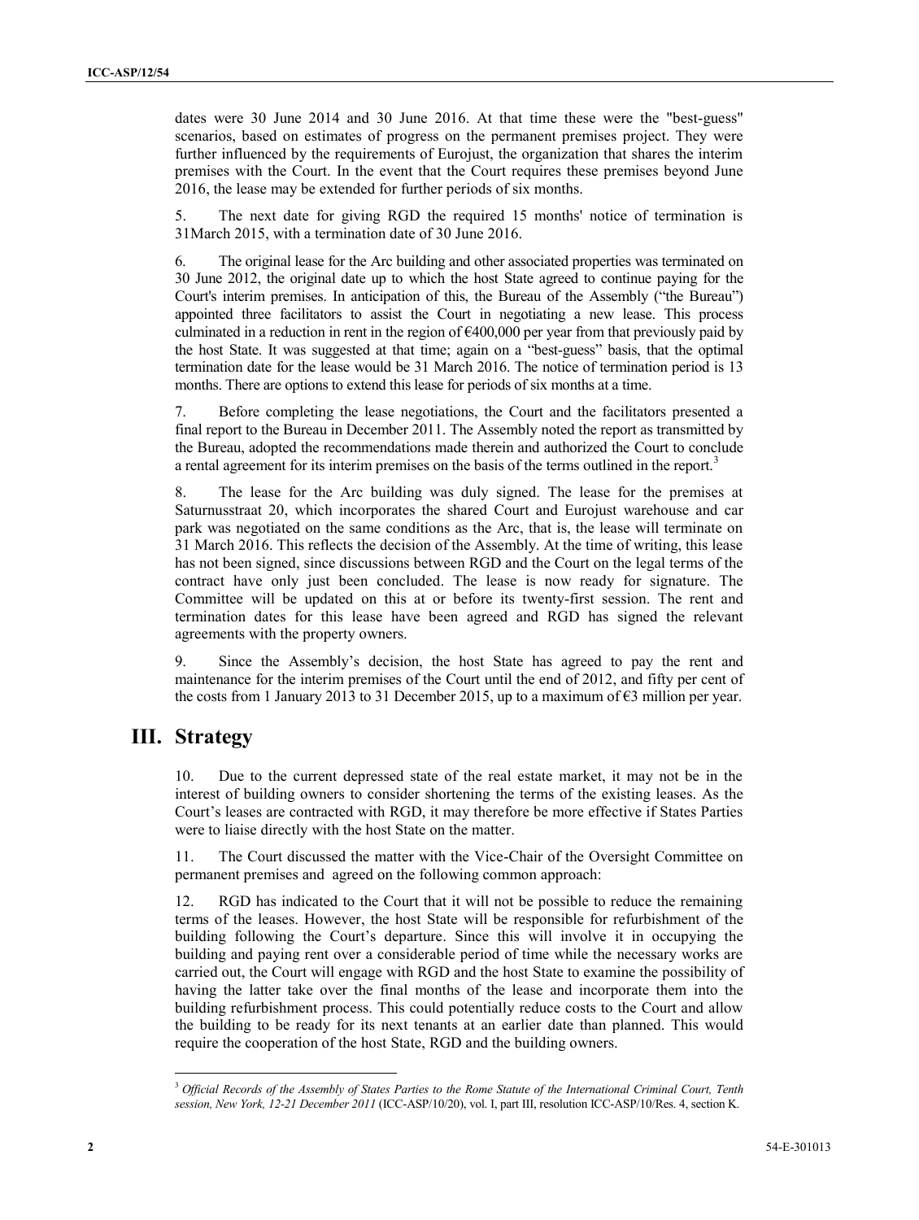dates were 30 June 2014 and 30 June 2016. At that time these were the "best-guess" scenarios, based on estimates of progress on the permanent premises project. They were further influenced by the requirements of Eurojust, the organization that shares the interim premises with the Court. In the event that the Court requires these premises beyond June 2016, the lease may be extended for further periods of six months.

5. The next date for giving RGD the required 15 months' notice of termination is 31March 2015, with a termination date of 30 June 2016.

6. The original lease for the Arc building and other associated properties was terminated on 30 June 2012, the original date up to which the host State agreed to continue paying for the Court's interim premises. In anticipation of this, the Bureau of the Assembly ("the Bureau") appointed three facilitators to assist the Court in negotiating a new lease. This process culminated in a reduction in rent in the region of €400,000 per year from that previously paid by the host State. It was suggested at that time; again on a "best-guess" basis, that the optimal termination date for the lease would be 31 March 2016. The notice of termination period is 13 months. There are options to extend this lease for periods of six months at a time.

7. Before completing the lease negotiations, the Court and the facilitators presented a final report to the Bureau in December 2011. The Assembly noted the report as transmitted by the Bureau, adopted the recommendations made therein and authorized the Court to conclude a rental agreement for its interim premises on the basis of the terms outlined in the report.[3]

8. The lease for the Arc building was duly signed. The lease for the premises at Saturnusstraat 20, which incorporates the shared Court and Eurojust warehouse and car park was negotiated on the same conditions as the Arc, that is, the lease will terminate on 31 March 2016. This reflects the decision of the Assembly. At the time of writing, this lease has not been signed, since discussions between RGD and the Court on the legal terms of the contract have only just been concluded. The lease is now ready for signature. The Committee will be updated on this at or before its twenty-first session. The rent and termination dates for this lease have been agreed and RGD has signed the relevant agreements with the property owners.

9. Since the Assembly's decision, the host State has agreed to pay the rent and maintenance for the interim premises of the Court until the end of 2012, and fifty per cent of the costs from 1 January 2013 to 31 December 2015, up to a maximum of €3 million per year.

# III. Strategy

10. Due to the current depressed state of the real estate market, it may not be in the interest of building owners to consider shortening the terms of the existing leases. As the Court's leases are contracted with RGD, it may therefore be more effective if States Parties were to liaise directly with the host State on the matter.

11. The Court discussed the matter with the Vice-Chair of the Oversight Committee on permanent premises and agreed on the following common approach:

12. RGD has indicated to the Court that it will not be possible to reduce the remaining terms of the leases. However, the host State will be responsible for refurbishment of the building following the Court's departure. Since this will involve it in occupying the building and paying rent over a considerable period of time while the necessary works are carried out, the Court will engage with RGD and the host State to examine the possibility of having the latter take over the final months of the lease and incorporate them into the building refurbishment process. This could potentially reduce costs to the Court and allow the building to be ready for its next tenants at an earlier date than planned. This would require the cooperation of the host State, RGD and the building owners.

[3] *Official Records of the Assembly of States Parties to the Rome Statute of the International Criminal Court, Tenth session, New York, 12-21 December 2011* (ICC-ASP/10/20), vol. I, part III, resolution ICC-ASP/10/Res. 4, section K.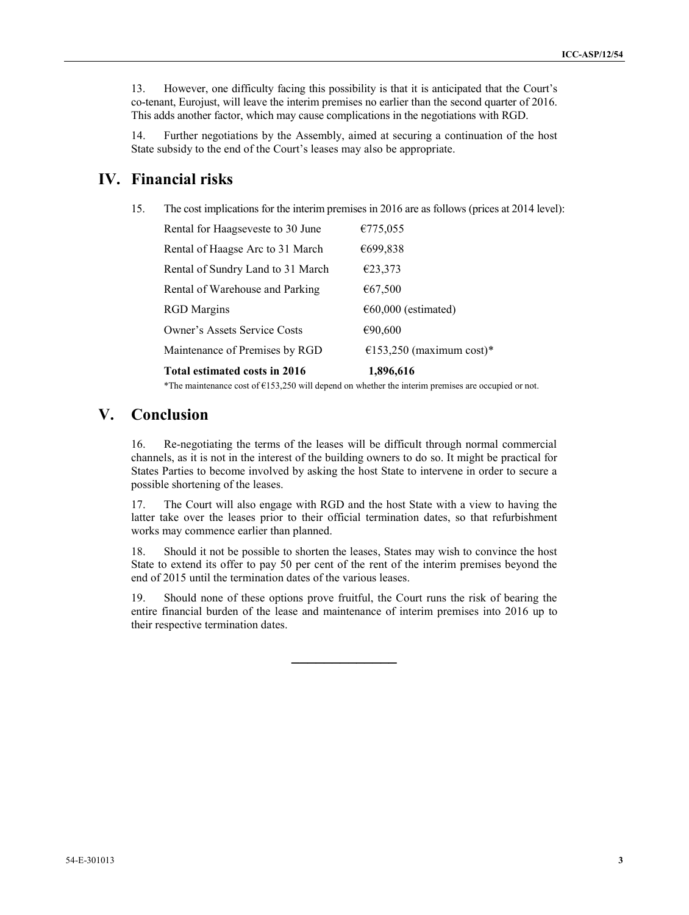13. However, one difficulty facing this possibility is that it is anticipated that the Court's co-tenant, Eurojust, will leave the interim premises no earlier than the second quarter of 2016. This adds another factor, which may cause complications in the negotiations with RGD.

14. Further negotiations by the Assembly, aimed at securing a continuation of the host State subsidy to the end of the Court's leases may also be appropriate.

# IV. Financial risks

15. The cost implications for the interim premises in 2016 are as follows (prices at 2014 level):

| | |
|---|---|
| Rental for Haagseveste to 30 June | €775,055 |
| Rental of Haagse Arc to 31 March | €699,838 |
| Rental of Sundry Land to 31 March | €23,373 |
| Rental of Warehouse and Parking | €67,500 |
| RGD Margins | €60,000 (estimated) |
| Owner's Assets Service Costs | €90,600 |
| Maintenance of Premises by RGD | €153,250 (maximum cost)* |
| **Total estimated costs in 2016** | **1,896,616** |

*The maintenance cost of €153,250 will depend on whether the interim premises are occupied or not.

# V. Conclusion

16. Re-negotiating the terms of the leases will be difficult through normal commercial channels, as it is not in the interest of the building owners to do so. It might be practical for States Parties to become involved by asking the host State to intervene in order to secure a possible shortening of the leases.

17. The Court will also engage with RGD and the host State with a view to having the latter take over the leases prior to their official termination dates, so that refurbishment works may commence earlier than planned.

18. Should it not be possible to shorten the leases, States may wish to convince the host State to extend its offer to pay 50 per cent of the rent of the interim premises beyond the end of 2015 until the termination dates of the various leases.

19. Should none of these options prove fruitful, the Court runs the risk of bearing the entire financial burden of the lease and maintenance of interim premises into 2016 up to their respective termination dates.